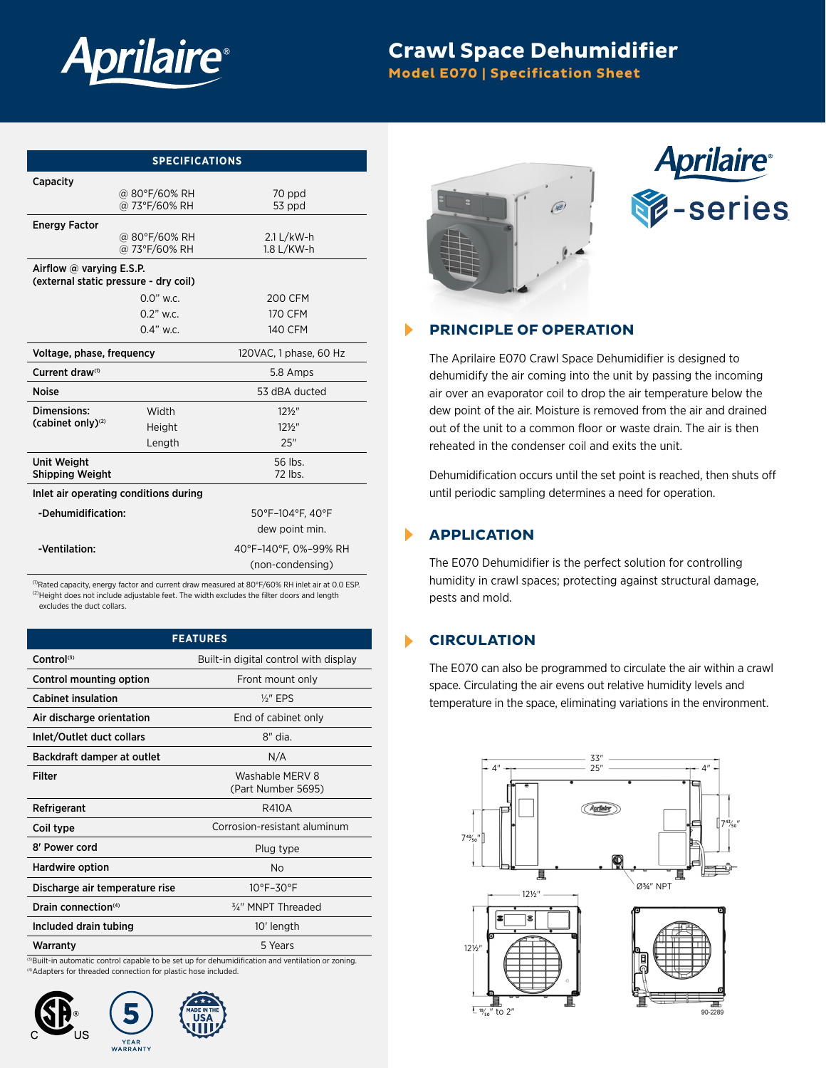# Crawl Space Dehumidifier

## Model E070 | Specification Sheet

| SPECIFICATIONS | | |
|---|---|---|
| **Capacity** | | |
| | @ 80°F/60% RH | 70 ppd |
| | @ 73°F/60% RH | 53 ppd |
| **Energy Factor** | | |
| | @ 80°F/60% RH | 2.1 L/kW-h |
| | @ 73°F/60% RH | 1.8 L/KW-h |
| **Airflow @ varying E.S.P. (external static pressure - dry coil)** | | |
| | 0.0" w.c. | 200 CFM |
| | 0.2" w.c. | 170 CFM |
| | 0.4" w.c. | 140 CFM |
| **Voltage, phase, frequency** | | 120VAC, 1 phase, 60 Hz |
| **Current draw**[1] | | 5.8 Amps |
| **Noise** | | 53 dBA ducted |
| **Dimensions: (cabinet only)**[2] | Width | 12½" |
| | Height | 12½" |
| | Length | 25" |
| **Unit Weight** | | 56 lbs. |
| **Shipping Weight** | | 72 lbs. |
| **Inlet air operating conditions during** | | |
| **-Dehumidification:** | | 50°F–104°F, 40°F dew point min. |
| **-Ventilation:** | | 40°F–140°F, 0%–99% RH (non-condensing) |

[1]Rated capacity, energy factor and current draw measured at 80°F/60% RH inlet air at 0.0 ESP.
[2]Height does not include adjustable feet. The width excludes the filter doors and length excludes the duct collars.

| FEATURES | |
|---|---|
| **Control**[3] | Built-in digital control with display |
| **Control mounting option** | Front mount only |
| **Cabinet insulation** | ½" EPS |
| **Air discharge orientation** | End of cabinet only |
| **Inlet/Outlet duct collars** | 8" dia. |
| **Backdraft damper at outlet** | N/A |
| **Filter** | Washable MERV 8 (Part Number 5695) |
| **Refrigerant** | R410A |
| **Coil type** | Corrosion-resistant aluminum |
| **8' Power cord** | Plug type |
| **Hardwire option** | No |
| **Discharge air temperature rise** | 10°F–30°F |
| **Drain connection**[4] | ¾" MNPT Threaded |
| **Included drain tubing** | 10' length |
| **Warranty** | 5 Years |

[3]Built-in automatic control capable to be set up for dehumidification and ventilation or zoning.
[4]Adapters for threaded connection for plastic hose included.

5 YEAR WARRANTY

MADE IN THE USA

Aprilaire E-series

## PRINCIPLE OF OPERATION

The Aprilaire E070 Crawl Space Dehumidifier is designed to dehumidify the air coming into the unit by passing the incoming air over an evaporator coil to drop the air temperature below the dew point of the air. Moisture is removed from the air and drained out of the unit to a common floor or waste drain. The air is then reheated in the condenser coil and exits the unit.

Dehumidification occurs until the set point is reached, then shuts off until periodic sampling determines a need for operation.

## APPLICATION

The E070 Dehumidifier is the perfect solution for controlling humidity in crawl spaces; protecting against structural damage, pests and mold.

## CIRCULATION

The E070 can also be programmed to circulate the air within a crawl space. Circulating the air evens out relative humidity levels and temperature in the space, eliminating variations in the environment.

33"
25"
4"
4"
7 43/50"
7 43/50"
Ø¾" NPT
12½"
12½"
19/50" to 2"
90-2289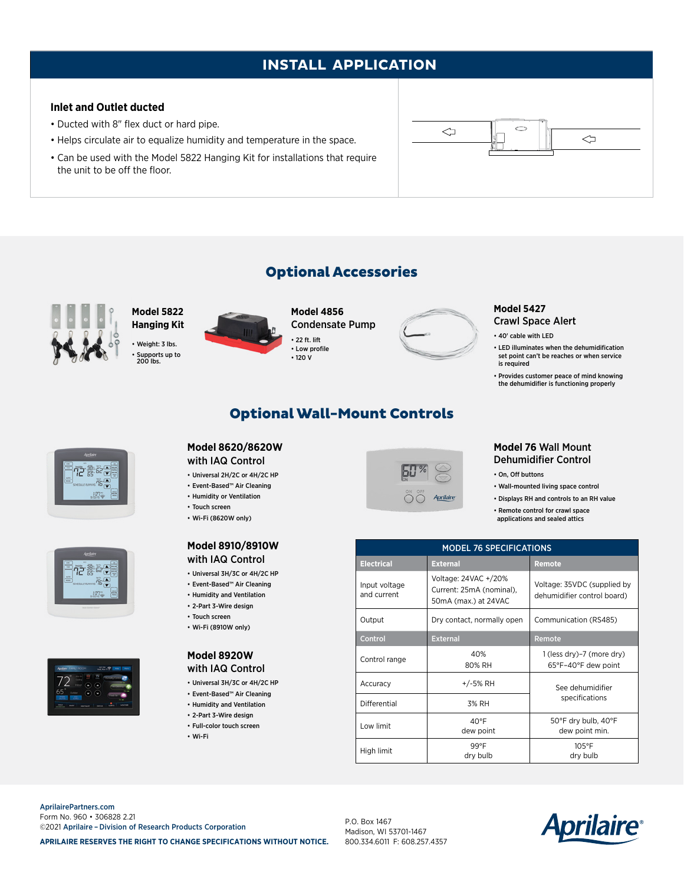## INSTALL APPLICATION

### Inlet and Outlet ducted

- Ducted with 8" flex duct or hard pipe.
- Helps circulate air to equalize humidity and temperature in the space.
- Can be used with the Model 5822 Hanging Kit for installations that require the unit to be off the floor.

## Optional Accessories

### Model 5822 Hanging Kit

- Weight: 3 lbs.
- Supports up to 200 lbs.

### Model 4856 Condensate Pump

- 22 ft. lift
- Low profile
- 120 V

### Model 5427 Crawl Space Alert

- 40' cable with LED
- LED illuminates when the dehumidification set point can't be reaches or when service is required
- Provides customer peace of mind knowing the dehumidifier is functioning properly

## Optional Wall-Mount Controls

### Model 8620/8620W with IAQ Control

- Universal 2H/2C or 4H/2C HP
- Event-Based™ Air Cleaning
- Humidity or Ventilation
- Touch screen
- Wi-Fi (8620W only)

### Model 8910/8910W with IAQ Control

- Universal 3H/3C or 4H/2C HP
- Event-Based™ Air Cleaning
- Humidity and Ventilation
- 2-Part 3-Wire design
- Touch screen
- Wi-Fi (8910W only)

### Model 8920W with IAQ Control

- Universal 3H/3C or 4H/2C HP
- Event-Based™ Air Cleaning
- Humidity and Ventilation
- 2-Part 3-Wire design
- Full-color touch screen
- Wi-Fi

### Model 76 Wall Mount Dehumidifier Control

- On, Off buttons
- Wall-mounted living space control
- Displays RH and controls to an RH value
- Remote control for crawl space applications and sealed attics

| MODEL 76 SPECIFICATIONS | | |
|---|---|---|
| **Electrical** | **External** | **Remote** |
| Input voltage and current | Voltage: 24VAC +/20%<br>Current: 25mA (nominal), 50mA (max.) at 24VAC | Voltage: 35VDC (supplied by dehumidifier control board) |
| Output | Dry contact, normally open | Communication (RS485) |
| **Control** | **External** | **Remote** |
| Control range | 40%<br>80% RH | 1 (less dry)–7 (more dry)<br>65°F–40°F dew point |
| Accuracy | +/-5% RH | See dehumidifier specifications |
| Differential | 3% RH | |
| Low limit | 40°F<br>dew point | 50°F dry bulb, 40°F dew point min. |
| High limit | 99°F<br>dry bulb | 105°F<br>dry bulb |

AprilairePartners.com
Form No. 960 • 306828 2.21
©2021 Aprilaire – Division of Research Products Corporation

**APRILAIRE RESERVES THE RIGHT TO CHANGE SPECIFICATIONS WITHOUT NOTICE.**

P.O. Box 1467
Madison, WI 53701-1467
800.334.6011 F: 608.257.4357

Aprilaire®